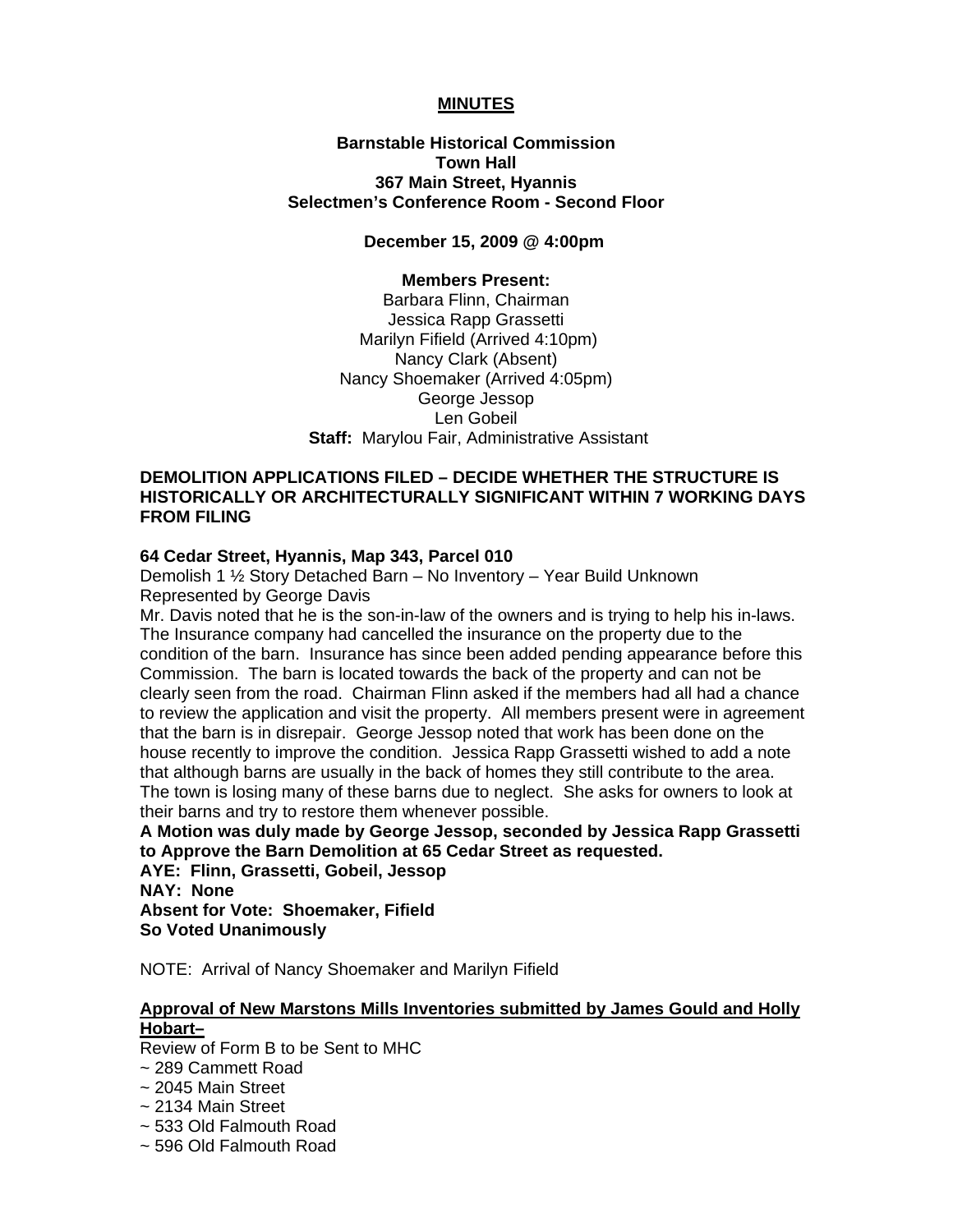# MINUTES

**Barnstable Historical Commission**
**Town Hall**
**367 Main Street, Hyannis**
**Selectmen's Conference Room - Second Floor**

**December 15, 2009 @ 4:00pm**

**Members Present:**
Barbara Flinn, Chairman
Jessica Rapp Grassetti
Marilyn Fifield (Arrived 4:10pm)
Nancy Clark (Absent)
Nancy Shoemaker (Arrived 4:05pm)
George Jessop
Len Gobeil
**Staff:** Marylou Fair, Administrative Assistant

## DEMOLITION APPLICATIONS FILED – DECIDE WHETHER THE STRUCTURE IS HISTORICALLY OR ARCHITECTURALLY SIGNIFICANT WITHIN 7 WORKING DAYS FROM FILING

**64 Cedar Street, Hyannis, Map 343, Parcel 010**
Demolish 1 ½ Story Detached Barn – No Inventory – Year Build Unknown
Represented by George Davis
Mr. Davis noted that he is the son-in-law of the owners and is trying to help his in-laws. The Insurance company had cancelled the insurance on the property due to the condition of the barn. Insurance has since been added pending appearance before this Commission. The barn is located towards the back of the property and can not be clearly seen from the road. Chairman Flinn asked if the members had all had a chance to review the application and visit the property. All members present were in agreement that the barn is in disrepair. George Jessop noted that work has been done on the house recently to improve the condition. Jessica Rapp Grassetti wished to add a note that although barns are usually in the back of homes they still contribute to the area. The town is losing many of these barns due to neglect. She asks for owners to look at their barns and try to restore them whenever possible.
**A Motion was duly made by George Jessop, seconded by Jessica Rapp Grassetti to Approve the Barn Demolition at 65 Cedar Street as requested.**
**AYE: Flinn, Grassetti, Gobeil, Jessop**
**NAY: None**
**Absent for Vote: Shoemaker, Fifield**
**So Voted Unanimously**

NOTE: Arrival of Nancy Shoemaker and Marilyn Fifield

**Approval of New Marstons Mills Inventories submitted by James Gould and Holly Hobart–**
Review of Form B to be Sent to MHC
~ 289 Cammett Road
~ 2045 Main Street
~ 2134 Main Street
~ 533 Old Falmouth Road
~ 596 Old Falmouth Road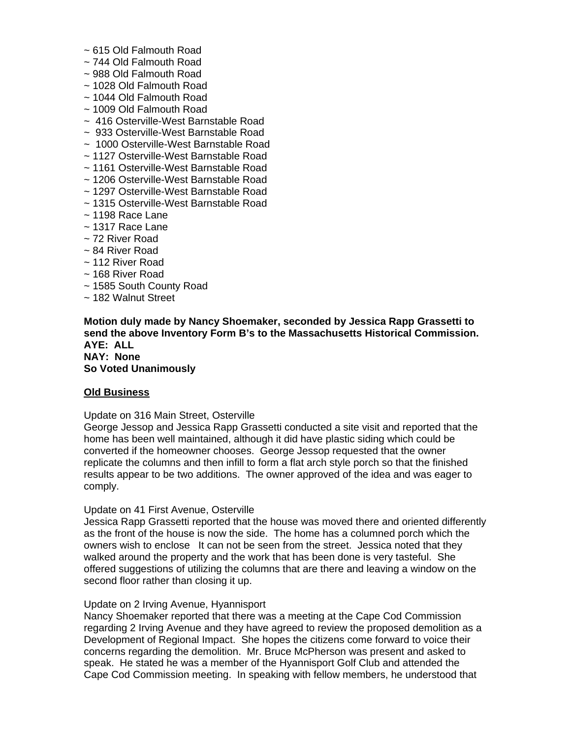~ 615 Old Falmouth Road
~ 744 Old Falmouth Road
~ 988 Old Falmouth Road
~ 1028 Old Falmouth Road
~ 1044 Old Falmouth Road
~ 1009 Old Falmouth Road
~ 416 Osterville-West Barnstable Road
~ 933 Osterville-West Barnstable Road
~ 1000 Osterville-West Barnstable Road
~ 1127 Osterville-West Barnstable Road
~ 1161 Osterville-West Barnstable Road
~ 1206 Osterville-West Barnstable Road
~ 1297 Osterville-West Barnstable Road
~ 1315 Osterville-West Barnstable Road
~ 1198 Race Lane
~ 1317 Race Lane
~ 72 River Road
~ 84 River Road
~ 112 River Road
~ 168 River Road
~ 1585 South County Road
~ 182 Walnut Street

**Motion duly made by Nancy Shoemaker, seconded by Jessica Rapp Grassetti to send the above Inventory Form B's to the Massachusetts Historical Commission.**
**AYE: ALL**
**NAY: None**
**So Voted Unanimously**

**<u>Old Business</u>**

Update on 316 Main Street, Osterville
George Jessop and Jessica Rapp Grassetti conducted a site visit and reported that the home has been well maintained, although it did have plastic siding which could be converted if the homeowner chooses. George Jessop requested that the owner replicate the columns and then infill to form a flat arch style porch so that the finished results appear to be two additions. The owner approved of the idea and was eager to comply.

Update on 41 First Avenue, Osterville
Jessica Rapp Grassetti reported that the house was moved there and oriented differently as the front of the house is now the side. The home has a columned porch which the owners wish to enclose It can not be seen from the street. Jessica noted that they walked around the property and the work that has been done is very tasteful. She offered suggestions of utilizing the columns that are there and leaving a window on the second floor rather than closing it up.

Update on 2 Irving Avenue, Hyannisport
Nancy Shoemaker reported that there was a meeting at the Cape Cod Commission regarding 2 Irving Avenue and they have agreed to review the proposed demolition as a Development of Regional Impact. She hopes the citizens come forward to voice their concerns regarding the demolition. Mr. Bruce McPherson was present and asked to speak. He stated he was a member of the Hyannisport Golf Club and attended the Cape Cod Commission meeting. In speaking with fellow members, he understood that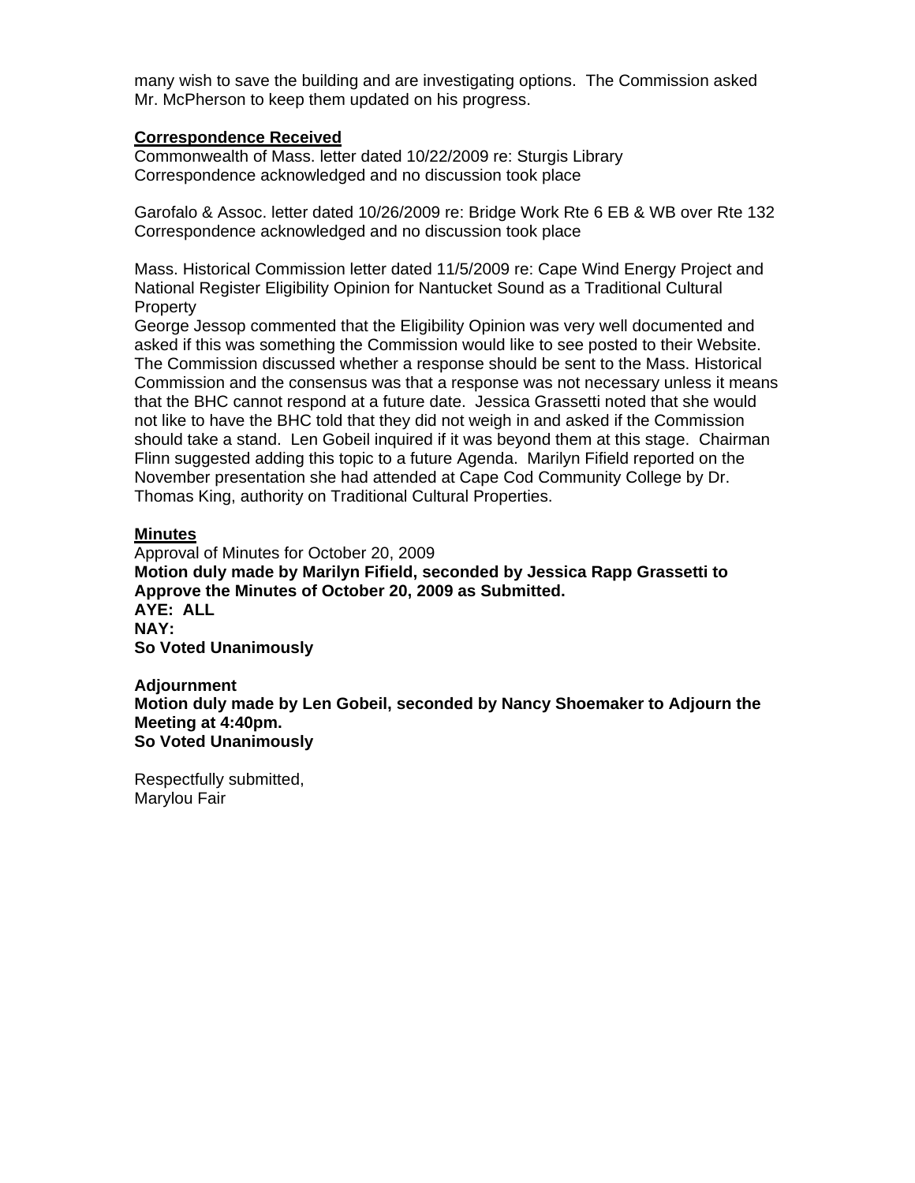many wish to save the building and are investigating options.  The Commission asked Mr. McPherson to keep them updated on his progress.

**Correspondence Received**

Commonwealth of Mass. letter dated 10/22/2009 re: Sturgis Library
Correspondence acknowledged and no discussion took place

Garofalo & Assoc. letter dated 10/26/2009 re: Bridge Work Rte 6 EB & WB over Rte 132
Correspondence acknowledged and no discussion took place

Mass. Historical Commission letter dated 11/5/2009 re: Cape Wind Energy Project and National Register Eligibility Opinion for Nantucket Sound as a Traditional Cultural Property
George Jessop commented that the Eligibility Opinion was very well documented and asked if this was something the Commission would like to see posted to their Website. The Commission discussed whether a response should be sent to the Mass. Historical Commission and the consensus was that a response was not necessary unless it means that the BHC cannot respond at a future date.  Jessica Grassetti noted that she would not like to have the BHC told that they did not weigh in and asked if the Commission should take a stand.  Len Gobeil inquired if it was beyond them at this stage.  Chairman Flinn suggested adding this topic to a future Agenda.  Marilyn Fifield reported on the November presentation she had attended at Cape Cod Community College by Dr. Thomas King, authority on Traditional Cultural Properties.

**Minutes**

Approval of Minutes for October 20, 2009
**Motion duly made by Marilyn Fifield, seconded by Jessica Rapp Grassetti to Approve the Minutes of October 20, 2009 as Submitted.**
**AYE:  ALL**
**NAY:**
**So Voted Unanimously**

**Adjournment**
**Motion duly made by Len Gobeil, seconded by Nancy Shoemaker to Adjourn the Meeting at 4:40pm.**
**So Voted Unanimously**

Respectfully submitted,
Marylou Fair